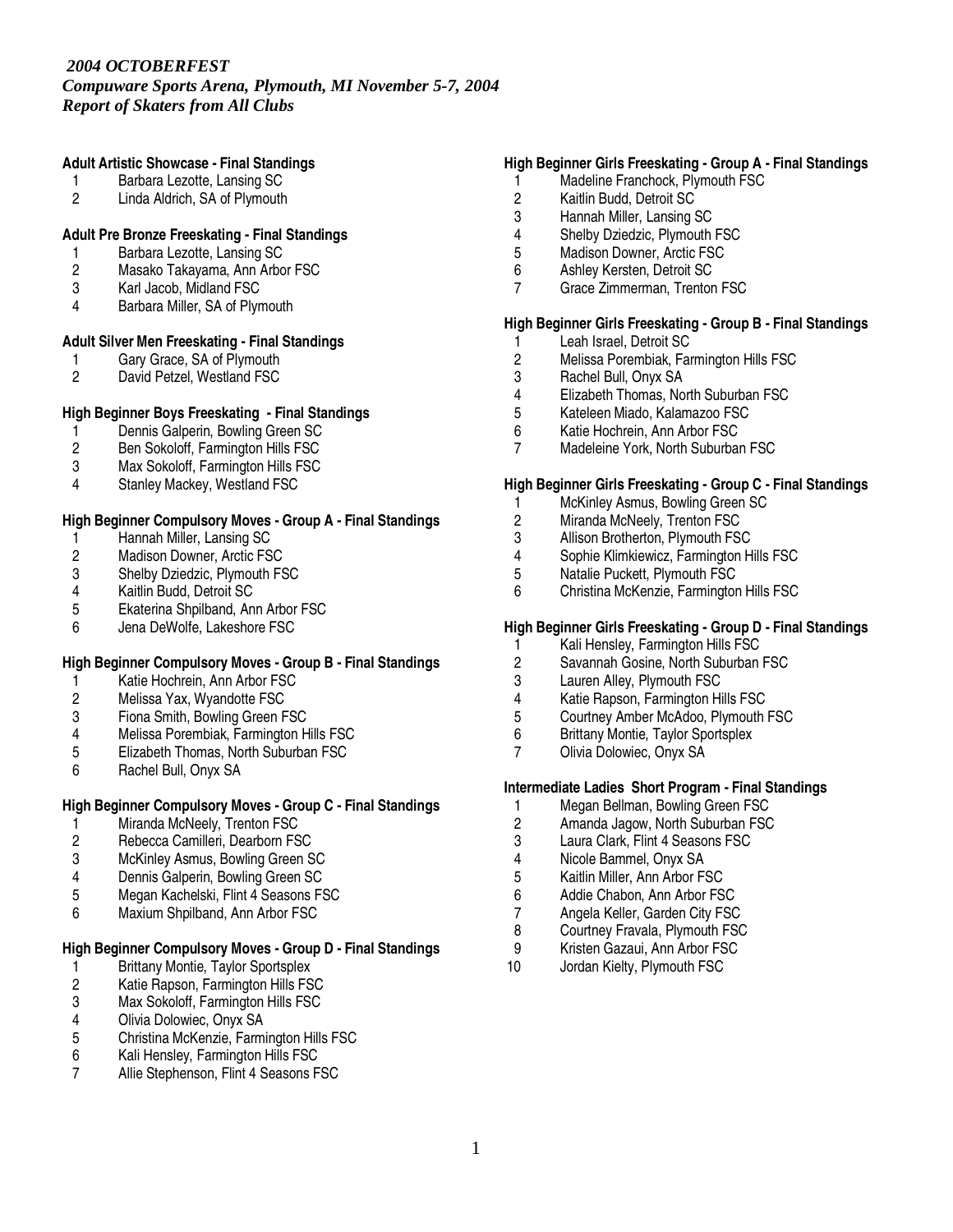*2004 OCTOBERFEST*
***Compuware Sports Arena, Plymouth, MI November 5-7, 2004***
***Report of Skaters from All Clubs***

**Adult Artistic Showcase - Final Standings**

1. Barbara Lezotte, Lansing SC
2. Linda Aldrich, SA of Plymouth

**Adult Pre Bronze Freeskating - Final Standings**

1. Barbara Lezotte, Lansing SC
2. Masako Takayama, Ann Arbor FSC
3. Karl Jacob, Midland FSC
4. Barbara Miller, SA of Plymouth

**Adult Silver Men Freeskating - Final Standings**

1. Gary Grace, SA of Plymouth
2. David Petzel, Westland FSC

**High Beginner Boys Freeskating - Final Standings**

1. Dennis Galperin, Bowling Green SC
2. Ben Sokoloff, Farmington Hills FSC
3. Max Sokoloff, Farmington Hills FSC
4. Stanley Mackey, Westland FSC

**High Beginner Compulsory Moves - Group A - Final Standings**

1. Hannah Miller, Lansing SC
2. Madison Downer, Arctic FSC
3. Shelby Dziedzic, Plymouth FSC
4. Kaitlin Budd, Detroit SC
5. Ekaterina Shpilband, Ann Arbor FSC
6. Jena DeWolfe, Lakeshore FSC

**High Beginner Compulsory Moves - Group B - Final Standings**

1. Katie Hochrein, Ann Arbor FSC
2. Melissa Yax, Wyandotte FSC
3. Fiona Smith, Bowling Green FSC
4. Melissa Porembiak, Farmington Hills FSC
5. Elizabeth Thomas, North Suburban FSC
6. Rachel Bull, Onyx SA

**High Beginner Compulsory Moves - Group C - Final Standings**

1. Miranda McNeely, Trenton FSC
2. Rebecca Camilleri, Dearborn FSC
3. McKinley Asmus, Bowling Green SC
4. Dennis Galperin, Bowling Green SC
5. Megan Kachelski, Flint 4 Seasons FSC
6. Maxium Shpilband, Ann Arbor FSC

**High Beginner Compulsory Moves - Group D - Final Standings**

1. Brittany Montie, Taylor Sportsplex
2. Katie Rapson, Farmington Hills FSC
3. Max Sokoloff, Farmington Hills FSC
4. Olivia Dolowiec, Onyx SA
5. Christina McKenzie, Farmington Hills FSC
6. Kali Hensley, Farmington Hills FSC
7. Allie Stephenson, Flint 4 Seasons FSC

**High Beginner Girls Freeskating - Group A - Final Standings**

1. Madeline Franchock, Plymouth FSC
2. Kaitlin Budd, Detroit SC
3. Hannah Miller, Lansing SC
4. Shelby Dziedzic, Plymouth FSC
5. Madison Downer, Arctic FSC
6. Ashley Kersten, Detroit SC
7. Grace Zimmerman, Trenton FSC

**High Beginner Girls Freeskating - Group B - Final Standings**

1. Leah Israel, Detroit SC
2. Melissa Porembiak, Farmington Hills FSC
3. Rachel Bull, Onyx SA
4. Elizabeth Thomas, North Suburban FSC
5. Kateleen Miado, Kalamazoo FSC
6. Katie Hochrein, Ann Arbor FSC
7. Madeleine York, North Suburban FSC

**High Beginner Girls Freeskating - Group C - Final Standings**

1. McKinley Asmus, Bowling Green SC
2. Miranda McNeely, Trenton FSC
3. Allison Brotherton, Plymouth FSC
4. Sophie Klimkiewicz, Farmington Hills FSC
5. Natalie Puckett, Plymouth FSC
6. Christina McKenzie, Farmington Hills FSC

**High Beginner Girls Freeskating - Group D - Final Standings**

1. Kali Hensley, Farmington Hills FSC
2. Savannah Gosine, North Suburban FSC
3. Lauren Alley, Plymouth FSC
4. Katie Rapson, Farmington Hills FSC
5. Courtney Amber McAdoo, Plymouth FSC
6. Brittany Montie, Taylor Sportsplex
7. Olivia Dolowiec, Onyx SA

**Intermediate Ladies Short Program - Final Standings**

1. Megan Bellman, Bowling Green FSC
2. Amanda Jagow, North Suburban FSC
3. Laura Clark, Flint 4 Seasons FSC
4. Nicole Bammel, Onyx SA
5. Kaitlin Miller, Ann Arbor FSC
6. Addie Chabon, Ann Arbor FSC
7. Angela Keller, Garden City FSC
8. Courtney Fravala, Plymouth FSC
9. Kristen Gazaui, Ann Arbor FSC
10. Jordan Kielty, Plymouth FSC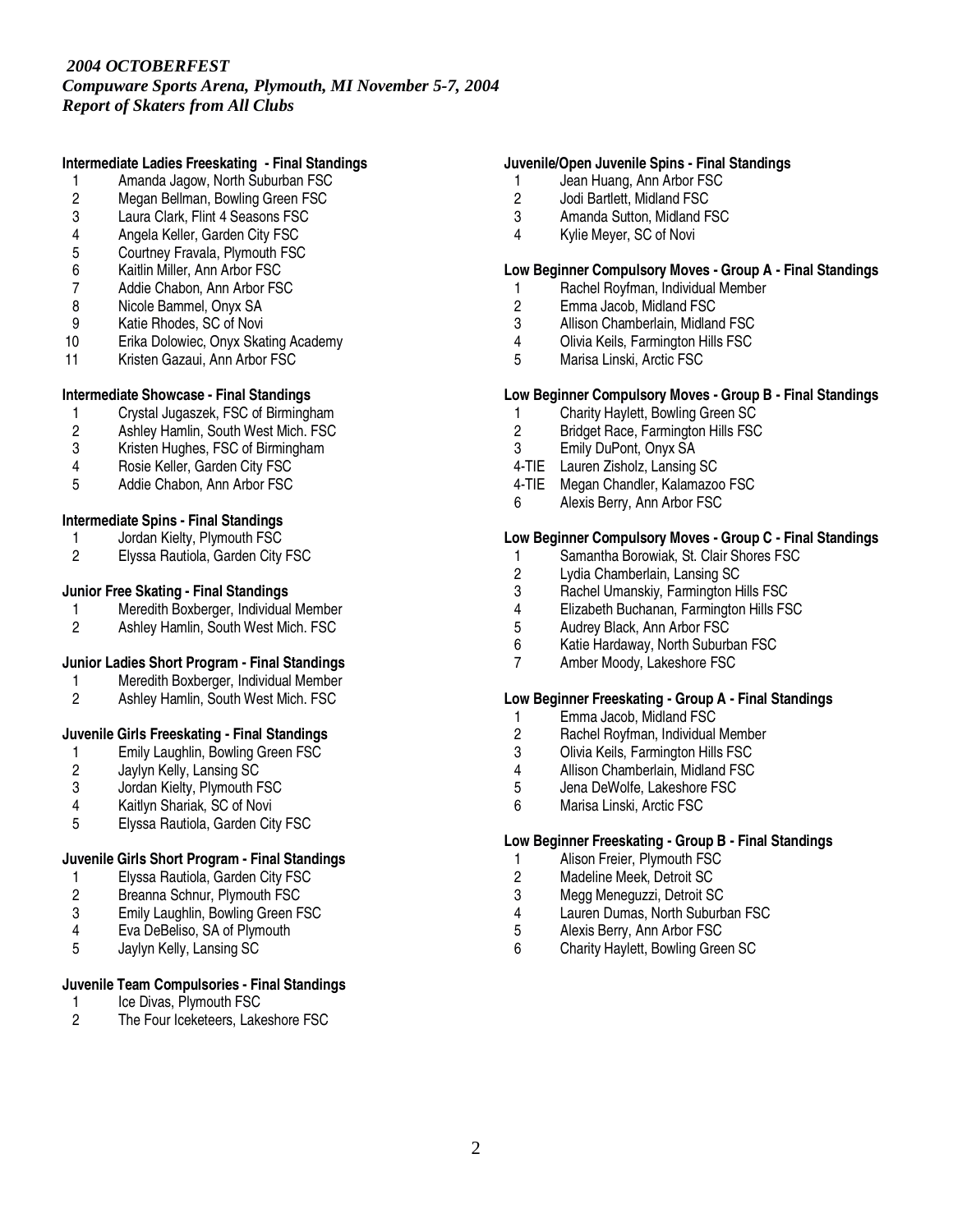*2004 OCTOBERFEST*
***Compuware Sports Arena, Plymouth, MI November 5-7, 2004***
***Report of Skaters from All Clubs***

**Intermediate Ladies Freeskating - Final Standings**

1 Amanda Jagow, North Suburban FSC
2 Megan Bellman, Bowling Green FSC
3 Laura Clark, Flint 4 Seasons FSC
4 Angela Keller, Garden City FSC
5 Courtney Fravala, Plymouth FSC
6 Kaitlin Miller, Ann Arbor FSC
7 Addie Chabon, Ann Arbor FSC
8 Nicole Bammel, Onyx SA
9 Katie Rhodes, SC of Novi
10 Erika Dolowiec, Onyx Skating Academy
11 Kristen Gazaui, Ann Arbor FSC

**Intermediate Showcase - Final Standings**

1 Crystal Jugaszek, FSC of Birmingham
2 Ashley Hamlin, South West Mich. FSC
3 Kristen Hughes, FSC of Birmingham
4 Rosie Keller, Garden City FSC
5 Addie Chabon, Ann Arbor FSC

**Intermediate Spins - Final Standings**

1 Jordan Kielty, Plymouth FSC
2 Elyssa Rautiola, Garden City FSC

**Junior Free Skating - Final Standings**

1 Meredith Boxberger, Individual Member
2 Ashley Hamlin, South West Mich. FSC

**Junior Ladies Short Program - Final Standings**

1 Meredith Boxberger, Individual Member
2 Ashley Hamlin, South West Mich. FSC

**Juvenile Girls Freeskating - Final Standings**

1 Emily Laughlin, Bowling Green FSC
2 Jaylyn Kelly, Lansing SC
3 Jordan Kielty, Plymouth FSC
4 Kaitlyn Shariak, SC of Novi
5 Elyssa Rautiola, Garden City FSC

**Juvenile Girls Short Program - Final Standings**

1 Elyssa Rautiola, Garden City FSC
2 Breanna Schnur, Plymouth FSC
3 Emily Laughlin, Bowling Green FSC
4 Eva DeBeliso, SA of Plymouth
5 Jaylyn Kelly, Lansing SC

**Juvenile Team Compulsories - Final Standings**

1 Ice Divas, Plymouth FSC
2 The Four Iceketeers, Lakeshore FSC

**Juvenile/Open Juvenile Spins - Final Standings**

1 Jean Huang, Ann Arbor FSC
2 Jodi Bartlett, Midland FSC
3 Amanda Sutton, Midland FSC
4 Kylie Meyer, SC of Novi

**Low Beginner Compulsory Moves - Group A - Final Standings**

1 Rachel Royfman, Individual Member
2 Emma Jacob, Midland FSC
3 Allison Chamberlain, Midland FSC
4 Olivia Keils, Farmington Hills FSC
5 Marisa Linski, Arctic FSC

**Low Beginner Compulsory Moves - Group B - Final Standings**

1 Charity Haylett, Bowling Green SC
2 Bridget Race, Farmington Hills FSC
3 Emily DuPont, Onyx SA
4-TIE Lauren Zisholz, Lansing SC
4-TIE Megan Chandler, Kalamazoo FSC
6 Alexis Berry, Ann Arbor FSC

**Low Beginner Compulsory Moves - Group C - Final Standings**

1 Samantha Borowiak, St. Clair Shores FSC
2 Lydia Chamberlain, Lansing SC
3 Rachel Umanskiy, Farmington Hills FSC
4 Elizabeth Buchanan, Farmington Hills FSC
5 Audrey Black, Ann Arbor FSC
6 Katie Hardaway, North Suburban FSC
7 Amber Moody, Lakeshore FSC

**Low Beginner Freeskating - Group A - Final Standings**

1 Emma Jacob, Midland FSC
2 Rachel Royfman, Individual Member
3 Olivia Keils, Farmington Hills FSC
4 Allison Chamberlain, Midland FSC
5 Jena DeWolfe, Lakeshore FSC
6 Marisa Linski, Arctic FSC

**Low Beginner Freeskating - Group B - Final Standings**

1 Alison Freier, Plymouth FSC
2 Madeline Meek, Detroit SC
3 Megg Meneguzzi, Detroit SC
4 Lauren Dumas, North Suburban FSC
5 Alexis Berry, Ann Arbor FSC
6 Charity Haylett, Bowling Green SC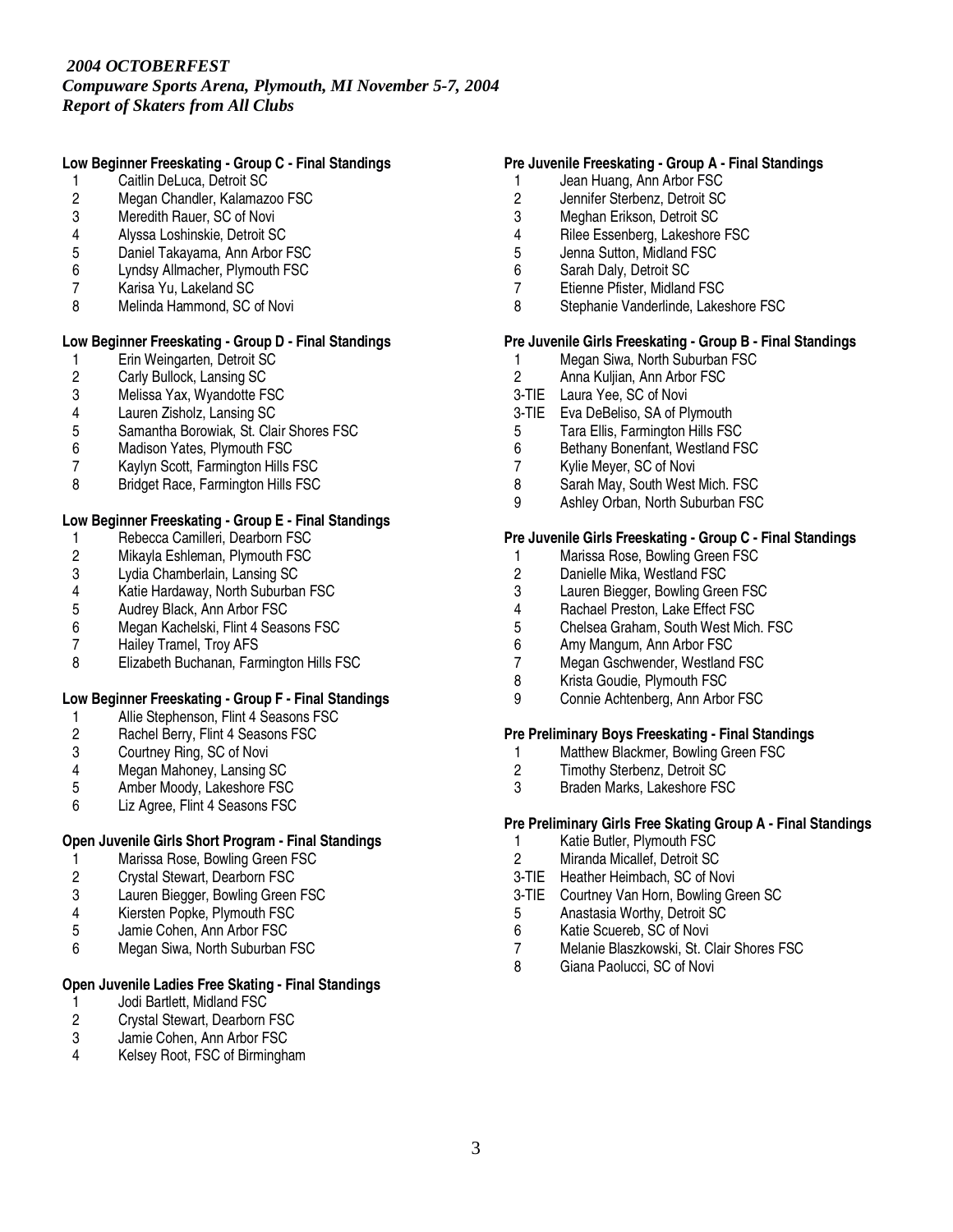*2004 OCTOBERFEST*
***Compuware Sports Arena, Plymouth, MI November 5-7, 2004***
***Report of Skaters from All Clubs***

**Low Beginner Freeskating - Group C - Final Standings**

1 Caitlin DeLuca, Detroit SC
2 Megan Chandler, Kalamazoo FSC
3 Meredith Rauer, SC of Novi
4 Alyssa Loshinskie, Detroit SC
5 Daniel Takayama, Ann Arbor FSC
6 Lyndsy Allmacher, Plymouth FSC
7 Karisa Yu, Lakeland SC
8 Melinda Hammond, SC of Novi

**Low Beginner Freeskating - Group D - Final Standings**

1 Erin Weingarten, Detroit SC
2 Carly Bullock, Lansing SC
3 Melissa Yax, Wyandotte FSC
4 Lauren Zisholz, Lansing SC
5 Samantha Borowiak, St. Clair Shores FSC
6 Madison Yates, Plymouth FSC
7 Kaylyn Scott, Farmington Hills FSC
8 Bridget Race, Farmington Hills FSC

**Low Beginner Freeskating - Group E - Final Standings**

1 Rebecca Camilleri, Dearborn FSC
2 Mikayla Eshleman, Plymouth FSC
3 Lydia Chamberlain, Lansing SC
4 Katie Hardaway, North Suburban FSC
5 Audrey Black, Ann Arbor FSC
6 Megan Kachelski, Flint 4 Seasons FSC
7 Hailey Tramel, Troy AFS
8 Elizabeth Buchanan, Farmington Hills FSC

**Low Beginner Freeskating - Group F - Final Standings**

1 Allie Stephenson, Flint 4 Seasons FSC
2 Rachel Berry, Flint 4 Seasons FSC
3 Courtney Ring, SC of Novi
4 Megan Mahoney, Lansing SC
5 Amber Moody, Lakeshore FSC
6 Liz Agree, Flint 4 Seasons FSC

**Open Juvenile Girls Short Program - Final Standings**

1 Marissa Rose, Bowling Green FSC
2 Crystal Stewart, Dearborn FSC
3 Lauren Biegger, Bowling Green FSC
4 Kiersten Popke, Plymouth FSC
5 Jamie Cohen, Ann Arbor FSC
6 Megan Siwa, North Suburban FSC

**Open Juvenile Ladies Free Skating - Final Standings**

1 Jodi Bartlett, Midland FSC
2 Crystal Stewart, Dearborn FSC
3 Jamie Cohen, Ann Arbor FSC
4 Kelsey Root, FSC of Birmingham

**Pre Juvenile Freeskating - Group A - Final Standings**

1 Jean Huang, Ann Arbor FSC
2 Jennifer Sterbenz, Detroit SC
3 Meghan Erikson, Detroit SC
4 Rilee Essenberg, Lakeshore FSC
5 Jenna Sutton, Midland FSC
6 Sarah Daly, Detroit SC
7 Etienne Pfister, Midland FSC
8 Stephanie Vanderlinde, Lakeshore FSC

**Pre Juvenile Girls Freeskating - Group B - Final Standings**

1 Megan Siwa, North Suburban FSC
2 Anna Kuljian, Ann Arbor FSC
3-TIE Laura Yee, SC of Novi
3-TIE Eva DeBeliso, SA of Plymouth
5 Tara Ellis, Farmington Hills FSC
6 Bethany Bonenfant, Westland FSC
7 Kylie Meyer, SC of Novi
8 Sarah May, South West Mich. FSC
9 Ashley Orban, North Suburban FSC

**Pre Juvenile Girls Freeskating - Group C - Final Standings**

1 Marissa Rose, Bowling Green FSC
2 Danielle Mika, Westland FSC
3 Lauren Biegger, Bowling Green FSC
4 Rachael Preston, Lake Effect FSC
5 Chelsea Graham, South West Mich. FSC
6 Amy Mangum, Ann Arbor FSC
7 Megan Gschwender, Westland FSC
8 Krista Goudie, Plymouth FSC
9 Connie Achtenberg, Ann Arbor FSC

**Pre Preliminary Boys Freeskating - Final Standings**

1 Matthew Blackmer, Bowling Green FSC
2 Timothy Sterbenz, Detroit SC
3 Braden Marks, Lakeshore FSC

**Pre Preliminary Girls Free Skating Group A - Final Standings**

1 Katie Butler, Plymouth FSC
2 Miranda Micallef, Detroit SC
3-TIE Heather Heimbach, SC of Novi
3-TIE Courtney Van Horn, Bowling Green SC
5 Anastasia Worthy, Detroit SC
6 Katie Scuereb, SC of Novi
7 Melanie Blaszkowski, St. Clair Shores FSC
8 Giana Paolucci, SC of Novi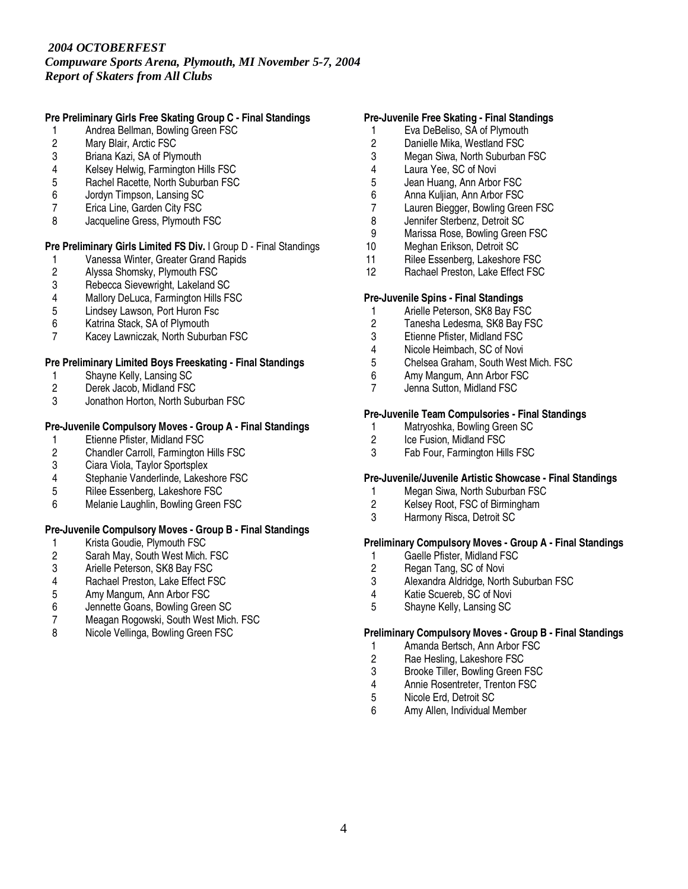*2004 OCTOBERFEST*
***Compuware Sports Arena, Plymouth, MI November 5-7, 2004***
***Report of Skaters from All Clubs***

**Pre Preliminary Girls Free Skating Group C - Final Standings**

1 Andrea Bellman, Bowling Green FSC
2 Mary Blair, Arctic FSC
3 Briana Kazi, SA of Plymouth
4 Kelsey Helwig, Farmington Hills FSC
5 Rachel Racette, North Suburban FSC
6 Jordyn Timpson, Lansing SC
7 Erica Line, Garden City FSC
8 Jacqueline Gress, Plymouth FSC

**Pre Preliminary Girls Limited FS Div.** I Group D - Final Standings

1 Vanessa Winter, Greater Grand Rapids
2 Alyssa Shomsky, Plymouth FSC
3 Rebecca Sievewright, Lakeland SC
4 Mallory DeLuca, Farmington Hills FSC
5 Lindsey Lawson, Port Huron Fsc
6 Katrina Stack, SA of Plymouth
7 Kacey Lawniczak, North Suburban FSC

**Pre Preliminary Limited Boys Freeskating - Final Standings**

1 Shayne Kelly, Lansing SC
2 Derek Jacob, Midland FSC
3 Jonathon Horton, North Suburban FSC

**Pre-Juvenile Compulsory Moves - Group A - Final Standings**

1 Etienne Pfister, Midland FSC
2 Chandler Carroll, Farmington Hills FSC
3 Ciara Viola, Taylor Sportsplex
4 Stephanie Vanderlinde, Lakeshore FSC
5 Rilee Essenberg, Lakeshore FSC
6 Melanie Laughlin, Bowling Green FSC

**Pre-Juvenile Compulsory Moves - Group B - Final Standings**

1 Krista Goudie, Plymouth FSC
2 Sarah May, South West Mich. FSC
3 Arielle Peterson, SK8 Bay FSC
4 Rachael Preston, Lake Effect FSC
5 Amy Mangum, Ann Arbor FSC
6 Jennette Goans, Bowling Green SC
7 Meagan Rogowski, South West Mich. FSC
8 Nicole Vellinga, Bowling Green FSC

**Pre-Juvenile Free Skating - Final Standings**

1 Eva DeBeliso, SA of Plymouth
2 Danielle Mika, Westland FSC
3 Megan Siwa, North Suburban FSC
4 Laura Yee, SC of Novi
5 Jean Huang, Ann Arbor FSC
6 Anna Kuljian, Ann Arbor FSC
7 Lauren Biegger, Bowling Green FSC
8 Jennifer Sterbenz, Detroit SC
9 Marissa Rose, Bowling Green FSC
10 Meghan Erikson, Detroit SC
11 Rilee Essenberg, Lakeshore FSC
12 Rachael Preston, Lake Effect FSC

**Pre-Juvenile Spins - Final Standings**

1 Arielle Peterson, SK8 Bay FSC
2 Tanesha Ledesma, SK8 Bay FSC
3 Etienne Pfister, Midland FSC
4 Nicole Heimbach, SC of Novi
5 Chelsea Graham, South West Mich. FSC
6 Amy Mangum, Ann Arbor FSC
7 Jenna Sutton, Midland FSC

**Pre-Juvenile Team Compulsories - Final Standings**

1 Matryoshka, Bowling Green SC
2 Ice Fusion, Midland FSC
3 Fab Four, Farmington Hills FSC

**Pre-Juvenile/Juvenile Artistic Showcase - Final Standings**

1 Megan Siwa, North Suburban FSC
2 Kelsey Root, FSC of Birmingham
3 Harmony Risca, Detroit SC

**Preliminary Compulsory Moves - Group A - Final Standings**

1 Gaelle Pfister, Midland FSC
2 Regan Tang, SC of Novi
3 Alexandra Aldridge, North Suburban FSC
4 Katie Scuereb, SC of Novi
5 Shayne Kelly, Lansing SC

**Preliminary Compulsory Moves - Group B - Final Standings**

1 Amanda Bertsch, Ann Arbor FSC
2 Rae Hesling, Lakeshore FSC
3 Brooke Tiller, Bowling Green FSC
4 Annie Rosentreter, Trenton FSC
5 Nicole Erd, Detroit SC
6 Amy Allen, Individual Member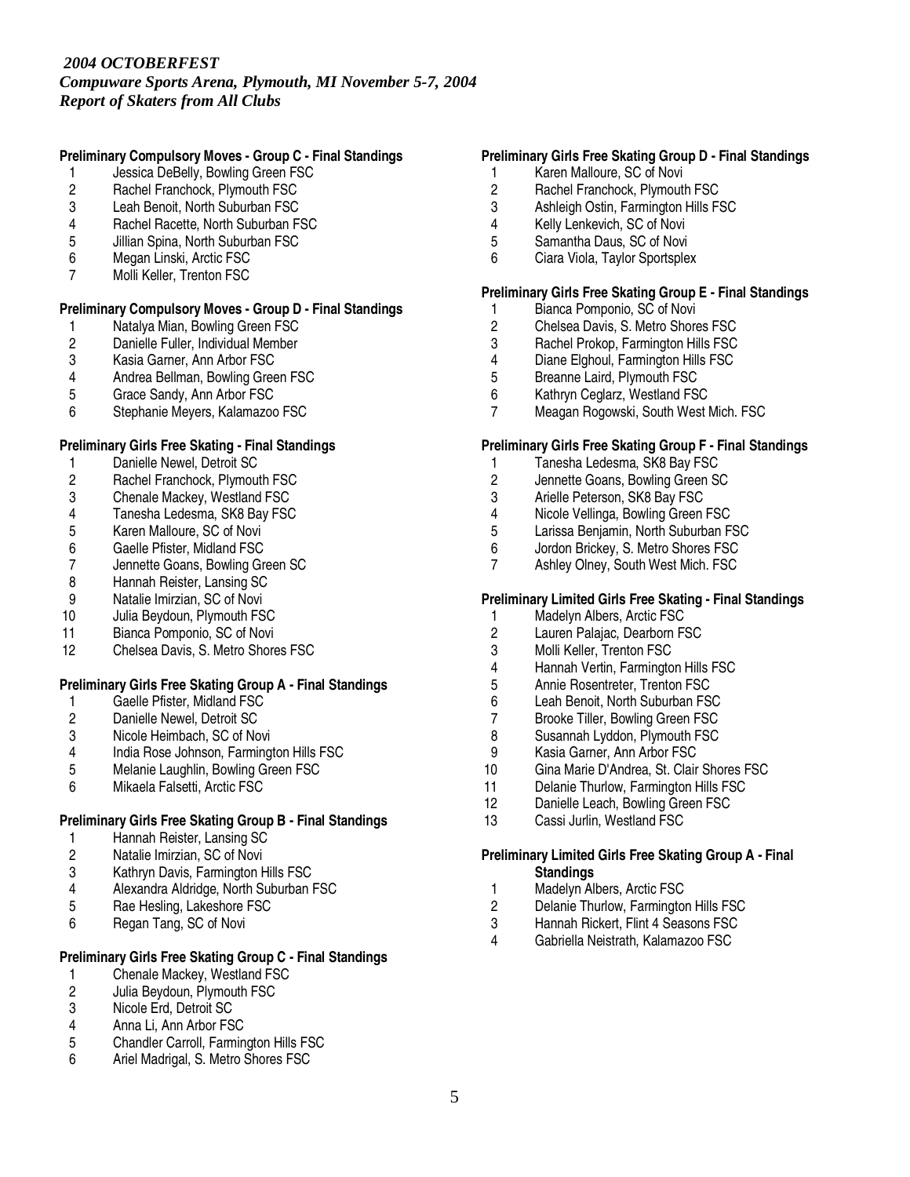*2004 OCTOBERFEST*
***Compuware Sports Arena, Plymouth, MI November 5-7, 2004***
***Report of Skaters from All Clubs***

**Preliminary Compulsory Moves - Group C - Final Standings**

1. Jessica DeBelly, Bowling Green FSC
2. Rachel Franchock, Plymouth FSC
3. Leah Benoit, North Suburban FSC
4. Rachel Racette, North Suburban FSC
5. Jillian Spina, North Suburban FSC
6. Megan Linski, Arctic FSC
7. Molli Keller, Trenton FSC

**Preliminary Compulsory Moves - Group D - Final Standings**

1. Natalya Mian, Bowling Green FSC
2. Danielle Fuller, Individual Member
3. Kasia Garner, Ann Arbor FSC
4. Andrea Bellman, Bowling Green FSC
5. Grace Sandy, Ann Arbor FSC
6. Stephanie Meyers, Kalamazoo FSC

**Preliminary Girls Free Skating - Final Standings**

1. Danielle Newel, Detroit SC
2. Rachel Franchock, Plymouth FSC
3. Chenale Mackey, Westland FSC
4. Tanesha Ledesma, SK8 Bay FSC
5. Karen Malloure, SC of Novi
6. Gaelle Pfister, Midland FSC
7. Jennette Goans, Bowling Green SC
8. Hannah Reister, Lansing SC
9. Natalie Imirzian, SC of Novi
10. Julia Beydoun, Plymouth FSC
11. Bianca Pomponio, SC of Novi
12. Chelsea Davis, S. Metro Shores FSC

**Preliminary Girls Free Skating Group A - Final Standings**

1. Gaelle Pfister, Midland FSC
2. Danielle Newel, Detroit SC
3. Nicole Heimbach, SC of Novi
4. India Rose Johnson, Farmington Hills FSC
5. Melanie Laughlin, Bowling Green FSC
6. Mikaela Falsetti, Arctic FSC

**Preliminary Girls Free Skating Group B - Final Standings**

1. Hannah Reister, Lansing SC
2. Natalie Imirzian, SC of Novi
3. Kathryn Davis, Farmington Hills FSC
4. Alexandra Aldridge, North Suburban FSC
5. Rae Hesling, Lakeshore FSC
6. Regan Tang, SC of Novi

**Preliminary Girls Free Skating Group C - Final Standings**

1. Chenale Mackey, Westland FSC
2. Julia Beydoun, Plymouth FSC
3. Nicole Erd, Detroit SC
4. Anna Li, Ann Arbor FSC
5. Chandler Carroll, Farmington Hills FSC
6. Ariel Madrigal, S. Metro Shores FSC

**Preliminary Girls Free Skating Group D - Final Standings**

1. Karen Malloure, SC of Novi
2. Rachel Franchock, Plymouth FSC
3. Ashleigh Ostin, Farmington Hills FSC
4. Kelly Lenkevich, SC of Novi
5. Samantha Daus, SC of Novi
6. Ciara Viola, Taylor Sportsplex

**Preliminary Girls Free Skating Group E - Final Standings**

1. Bianca Pomponio, SC of Novi
2. Chelsea Davis, S. Metro Shores FSC
3. Rachel Prokop, Farmington Hills FSC
4. Diane Elghoul, Farmington Hills FSC
5. Breanne Laird, Plymouth FSC
6. Kathryn Ceglarz, Westland FSC
7. Meagan Rogowski, South West Mich. FSC

**Preliminary Girls Free Skating Group F - Final Standings**

1. Tanesha Ledesma, SK8 Bay FSC
2. Jennette Goans, Bowling Green SC
3. Arielle Peterson, SK8 Bay FSC
4. Nicole Vellinga, Bowling Green FSC
5. Larissa Benjamin, North Suburban FSC
6. Jordon Brickey, S. Metro Shores FSC
7. Ashley Olney, South West Mich. FSC

**Preliminary Limited Girls Free Skating - Final Standings**

1. Madelyn Albers, Arctic FSC
2. Lauren Palajac, Dearborn FSC
3. Molli Keller, Trenton FSC
4. Hannah Vertin, Farmington Hills FSC
5. Annie Rosentreter, Trenton FSC
6. Leah Benoit, North Suburban FSC
7. Brooke Tiller, Bowling Green FSC
8. Susannah Lyddon, Plymouth FSC
9. Kasia Garner, Ann Arbor FSC
10. Gina Marie D'Andrea, St. Clair Shores FSC
11. Delanie Thurlow, Farmington Hills FSC
12. Danielle Leach, Bowling Green FSC
13. Cassi Jurlin, Westland FSC

**Preliminary Limited Girls Free Skating Group A - Final Standings**

1. Madelyn Albers, Arctic FSC
2. Delanie Thurlow, Farmington Hills FSC
3. Hannah Rickert, Flint 4 Seasons FSC
4. Gabriella Neistrath, Kalamazoo FSC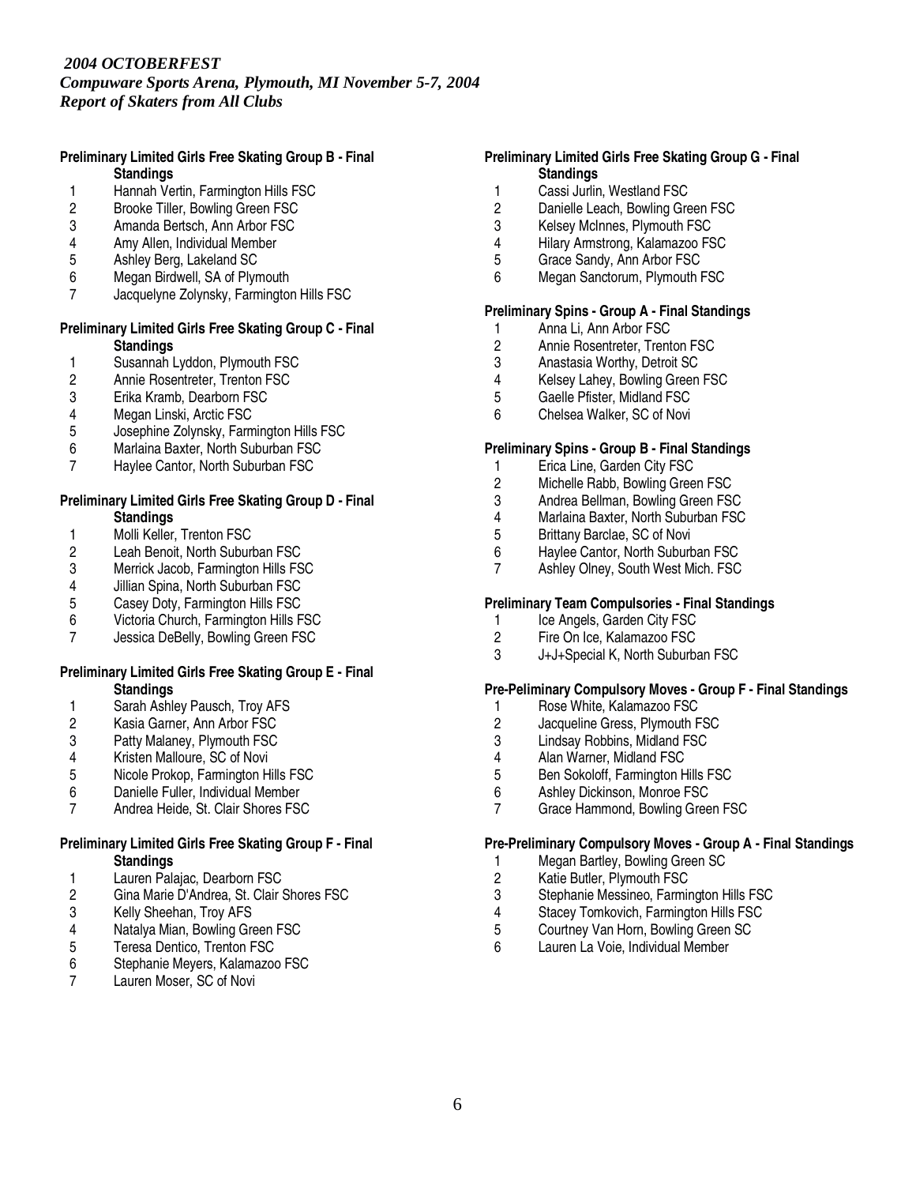*2004 OCTOBERFEST*
***Compuware Sports Arena, Plymouth, MI November 5-7, 2004***
***Report of Skaters from All Clubs***

**Preliminary Limited Girls Free Skating Group B - Final Standings**

1. Hannah Vertin, Farmington Hills FSC
2. Brooke Tiller, Bowling Green FSC
3. Amanda Bertsch, Ann Arbor FSC
4. Amy Allen, Individual Member
5. Ashley Berg, Lakeland SC
6. Megan Birdwell, SA of Plymouth
7. Jacquelyne Zolynsky, Farmington Hills FSC

**Preliminary Limited Girls Free Skating Group C - Final Standings**

1. Susannah Lyddon, Plymouth FSC
2. Annie Rosentreter, Trenton FSC
3. Erika Kramb, Dearborn FSC
4. Megan Linski, Arctic FSC
5. Josephine Zolynsky, Farmington Hills FSC
6. Marlaina Baxter, North Suburban FSC
7. Haylee Cantor, North Suburban FSC

**Preliminary Limited Girls Free Skating Group D - Final Standings**

1. Molli Keller, Trenton FSC
2. Leah Benoit, North Suburban FSC
3. Merrick Jacob, Farmington Hills FSC
4. Jillian Spina, North Suburban FSC
5. Casey Doty, Farmington Hills FSC
6. Victoria Church, Farmington Hills FSC
7. Jessica DeBelly, Bowling Green FSC

**Preliminary Limited Girls Free Skating Group E - Final Standings**

1. Sarah Ashley Pausch, Troy AFS
2. Kasia Garner, Ann Arbor FSC
3. Patty Malaney, Plymouth FSC
4. Kristen Malloure, SC of Novi
5. Nicole Prokop, Farmington Hills FSC
6. Danielle Fuller, Individual Member
7. Andrea Heide, St. Clair Shores FSC

**Preliminary Limited Girls Free Skating Group F - Final Standings**

1. Lauren Palajac, Dearborn FSC
2. Gina Marie D'Andrea, St. Clair Shores FSC
3. Kelly Sheehan, Troy AFS
4. Natalya Mian, Bowling Green FSC
5. Teresa Dentico, Trenton FSC
6. Stephanie Meyers, Kalamazoo FSC
7. Lauren Moser, SC of Novi

**Preliminary Limited Girls Free Skating Group G - Final Standings**

1. Cassi Jurlin, Westland FSC
2. Danielle Leach, Bowling Green FSC
3. Kelsey McInnes, Plymouth FSC
4. Hilary Armstrong, Kalamazoo FSC
5. Grace Sandy, Ann Arbor FSC
6. Megan Sanctorum, Plymouth FSC

**Preliminary Spins - Group A - Final Standings**

1. Anna Li, Ann Arbor FSC
2. Annie Rosentreter, Trenton FSC
3. Anastasia Worthy, Detroit SC
4. Kelsey Lahey, Bowling Green FSC
5. Gaelle Pfister, Midland FSC
6. Chelsea Walker, SC of Novi

**Preliminary Spins - Group B - Final Standings**

1. Erica Line, Garden City FSC
2. Michelle Rabb, Bowling Green FSC
3. Andrea Bellman, Bowling Green FSC
4. Marlaina Baxter, North Suburban FSC
5. Brittany Barclae, SC of Novi
6. Haylee Cantor, North Suburban FSC
7. Ashley Olney, South West Mich. FSC

**Preliminary Team Compulsories - Final Standings**

1. Ice Angels, Garden City FSC
2. Fire On Ice, Kalamazoo FSC
3. J+J+Special K, North Suburban FSC

**Pre-Peliminary Compulsory Moves - Group F - Final Standings**

1. Rose White, Kalamazoo FSC
2. Jacqueline Gress, Plymouth FSC
3. Lindsay Robbins, Midland FSC
4. Alan Warner, Midland FSC
5. Ben Sokoloff, Farmington Hills FSC
6. Ashley Dickinson, Monroe FSC
7. Grace Hammond, Bowling Green FSC

**Pre-Preliminary Compulsory Moves - Group A - Final Standings**

1. Megan Bartley, Bowling Green SC
2. Katie Butler, Plymouth FSC
3. Stephanie Messineo, Farmington Hills FSC
4. Stacey Tomkovich, Farmington Hills FSC
5. Courtney Van Horn, Bowling Green SC
6. Lauren La Voie, Individual Member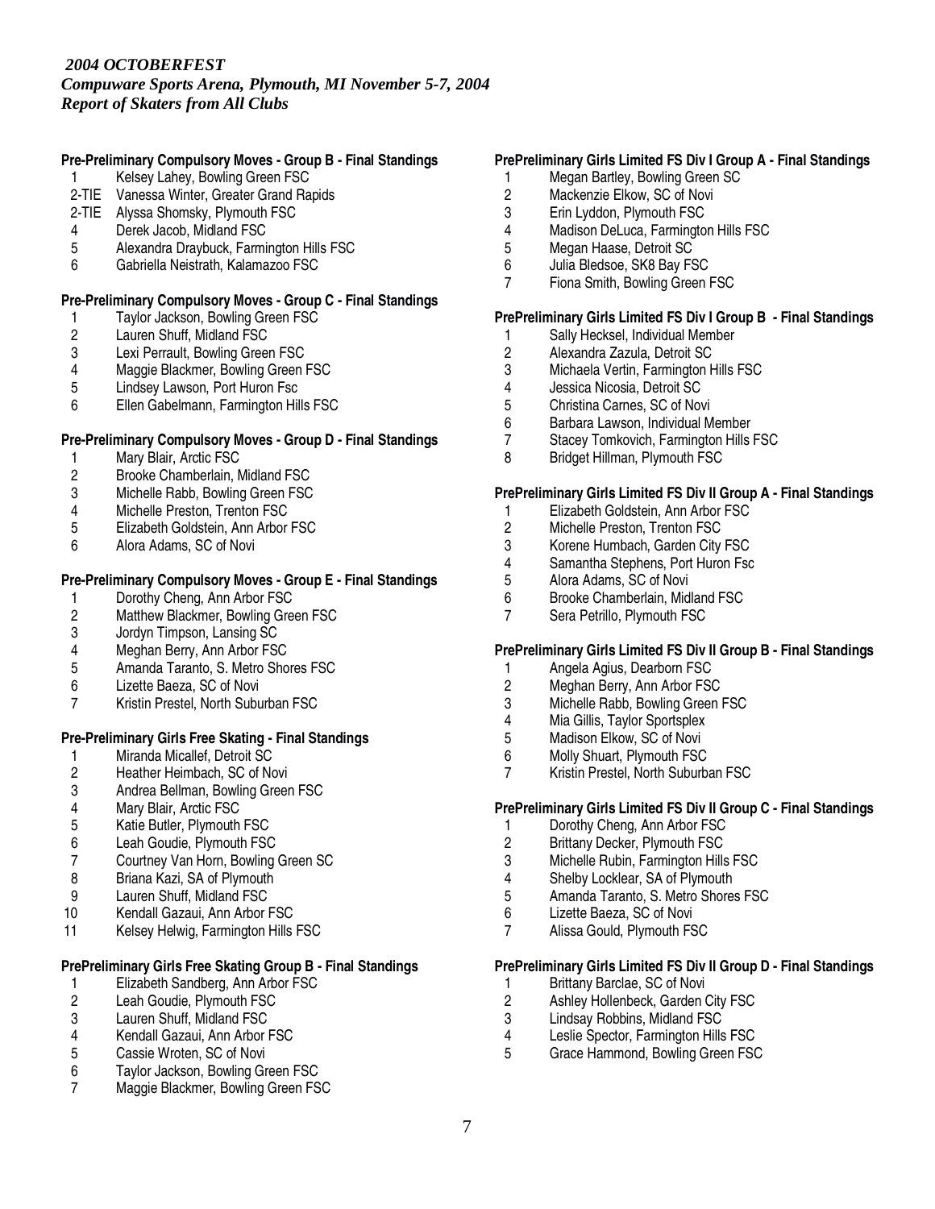*2004 OCTOBERFEST*
***Compuware Sports Arena, Plymouth, MI November 5-7, 2004***
***Report of Skaters from All Clubs***

**Pre-Preliminary Compulsory Moves - Group B - Final Standings**

1 Kelsey Lahey, Bowling Green FSC
2-TIE Vanessa Winter, Greater Grand Rapids
2-TIE Alyssa Shomsky, Plymouth FSC
4 Derek Jacob, Midland FSC
5 Alexandra Draybuck, Farmington Hills FSC
6 Gabriella Neistrath, Kalamazoo FSC

**Pre-Preliminary Compulsory Moves - Group C - Final Standings**

1 Taylor Jackson, Bowling Green FSC
2 Lauren Shuff, Midland FSC
3 Lexi Perrault, Bowling Green FSC
4 Maggie Blackmer, Bowling Green FSC
5 Lindsey Lawson, Port Huron Fsc
6 Ellen Gabelmann, Farmington Hills FSC

**Pre-Preliminary Compulsory Moves - Group D - Final Standings**

1 Mary Blair, Arctic FSC
2 Brooke Chamberlain, Midland FSC
3 Michelle Rabb, Bowling Green FSC
4 Michelle Preston, Trenton FSC
5 Elizabeth Goldstein, Ann Arbor FSC
6 Alora Adams, SC of Novi

**Pre-Preliminary Compulsory Moves - Group E - Final Standings**

1 Dorothy Cheng, Ann Arbor FSC
2 Matthew Blackmer, Bowling Green FSC
3 Jordyn Timpson, Lansing SC
4 Meghan Berry, Ann Arbor FSC
5 Amanda Taranto, S. Metro Shores FSC
6 Lizette Baeza, SC of Novi
7 Kristin Prestel, North Suburban FSC

**Pre-Preliminary Girls Free Skating - Final Standings**

1 Miranda Micallef, Detroit SC
2 Heather Heimbach, SC of Novi
3 Andrea Bellman, Bowling Green FSC
4 Mary Blair, Arctic FSC
5 Katie Butler, Plymouth FSC
6 Leah Goudie, Plymouth FSC
7 Courtney Van Horn, Bowling Green SC
8 Briana Kazi, SA of Plymouth
9 Lauren Shuff, Midland FSC
10 Kendall Gazaui, Ann Arbor FSC
11 Kelsey Helwig, Farmington Hills FSC

**PrePreliminary Girls Free Skating Group B - Final Standings**

1 Elizabeth Sandberg, Ann Arbor FSC
2 Leah Goudie, Plymouth FSC
3 Lauren Shuff, Midland FSC
4 Kendall Gazaui, Ann Arbor FSC
5 Cassie Wroten, SC of Novi
6 Taylor Jackson, Bowling Green FSC
7 Maggie Blackmer, Bowling Green FSC

**PrePreliminary Girls Limited FS Div I Group A - Final Standings**

1 Megan Bartley, Bowling Green SC
2 Mackenzie Elkow, SC of Novi
3 Erin Lyddon, Plymouth FSC
4 Madison DeLuca, Farmington Hills FSC
5 Megan Haase, Detroit SC
6 Julia Bledsoe, SK8 Bay FSC
7 Fiona Smith, Bowling Green FSC

**PrePreliminary Girls Limited FS Div I Group B - Final Standings**

1 Sally Hecksel, Individual Member
2 Alexandra Zazula, Detroit SC
3 Michaela Vertin, Farmington Hills FSC
4 Jessica Nicosia, Detroit SC
5 Christina Carnes, SC of Novi
6 Barbara Lawson, Individual Member
7 Stacey Tomkovich, Farmington Hills FSC
8 Bridget Hillman, Plymouth FSC

**PrePreliminary Girls Limited FS Div II Group A - Final Standings**

1 Elizabeth Goldstein, Ann Arbor FSC
2 Michelle Preston, Trenton FSC
3 Korene Humbach, Garden City FSC
4 Samantha Stephens, Port Huron Fsc
5 Alora Adams, SC of Novi
6 Brooke Chamberlain, Midland FSC
7 Sera Petrillo, Plymouth FSC

**PrePreliminary Girls Limited FS Div II Group B - Final Standings**

1 Angela Agius, Dearborn FSC
2 Meghan Berry, Ann Arbor FSC
3 Michelle Rabb, Bowling Green FSC
4 Mia Gillis, Taylor Sportsplex
5 Madison Elkow, SC of Novi
6 Molly Shuart, Plymouth FSC
7 Kristin Prestel, North Suburban FSC

**PrePreliminary Girls Limited FS Div II Group C - Final Standings**

1 Dorothy Cheng, Ann Arbor FSC
2 Brittany Decker, Plymouth FSC
3 Michelle Rubin, Farmington Hills FSC
4 Shelby Locklear, SA of Plymouth
5 Amanda Taranto, S. Metro Shores FSC
6 Lizette Baeza, SC of Novi
7 Alissa Gould, Plymouth FSC

**PrePreliminary Girls Limited FS Div II Group D - Final Standings**

1 Brittany Barclae, SC of Novi
2 Ashley Hollenbeck, Garden City FSC
3 Lindsay Robbins, Midland FSC
4 Leslie Spector, Farmington Hills FSC
5 Grace Hammond, Bowling Green FSC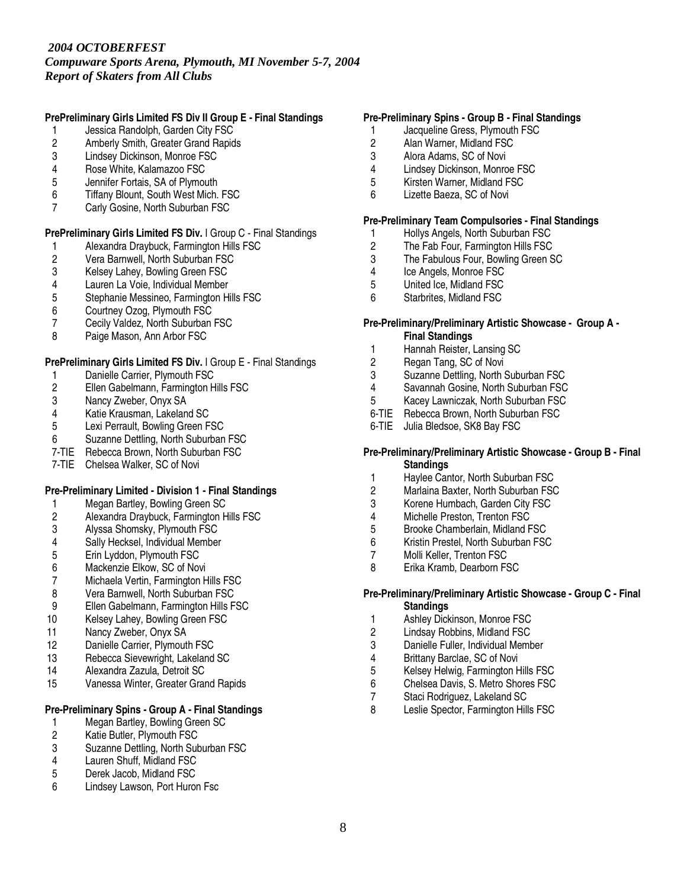*2004 OCTOBERFEST*
*Compuware Sports Arena, Plymouth, MI November 5-7, 2004*
*Report of Skaters from All Clubs*

**PrePreliminary Girls Limited FS Div II Group E - Final Standings**

1 Jessica Randolph, Garden City FSC
2 Amberly Smith, Greater Grand Rapids
3 Lindsey Dickinson, Monroe FSC
4 Rose White, Kalamazoo FSC
5 Jennifer Fortais, SA of Plymouth
6 Tiffany Blount, South West Mich. FSC
7 Carly Gosine, North Suburban FSC

**PrePreliminary Girls Limited FS Div.** I Group C - Final Standings

1 Alexandra Draybuck, Farmington Hills FSC
2 Vera Barnwell, North Suburban FSC
3 Kelsey Lahey, Bowling Green FSC
4 Lauren La Voie, Individual Member
5 Stephanie Messineo, Farmington Hills FSC
6 Courtney Ozog, Plymouth FSC
7 Cecily Valdez, North Suburban FSC
8 Paige Mason, Ann Arbor FSC

**PrePreliminary Girls Limited FS Div.** I Group E - Final Standings

1 Danielle Carrier, Plymouth FSC
2 Ellen Gabelmann, Farmington Hills FSC
3 Nancy Zweber, Onyx SA
4 Katie Krausman, Lakeland SC
5 Lexi Perrault, Bowling Green FSC
6 Suzanne Dettling, North Suburban FSC
7-TIE Rebecca Brown, North Suburban FSC
7-TIE Chelsea Walker, SC of Novi

**Pre-Preliminary Limited - Division 1 - Final Standings**

1 Megan Bartley, Bowling Green SC
2 Alexandra Draybuck, Farmington Hills FSC
3 Alyssa Shomsky, Plymouth FSC
4 Sally Hecksel, Individual Member
5 Erin Lyddon, Plymouth FSC
6 Mackenzie Elkow, SC of Novi
7 Michaela Vertin, Farmington Hills FSC
8 Vera Barnwell, North Suburban FSC
9 Ellen Gabelmann, Farmington Hills FSC
10 Kelsey Lahey, Bowling Green FSC
11 Nancy Zweber, Onyx SA
12 Danielle Carrier, Plymouth FSC
13 Rebecca Sievewright, Lakeland SC
14 Alexandra Zazula, Detroit SC
15 Vanessa Winter, Greater Grand Rapids

**Pre-Preliminary Spins - Group A - Final Standings**

1 Megan Bartley, Bowling Green SC
2 Katie Butler, Plymouth FSC
3 Suzanne Dettling, North Suburban FSC
4 Lauren Shuff, Midland FSC
5 Derek Jacob, Midland FSC
6 Lindsey Lawson, Port Huron Fsc

**Pre-Preliminary Spins - Group B - Final Standings**

1 Jacqueline Gress, Plymouth FSC
2 Alan Warner, Midland FSC
3 Alora Adams, SC of Novi
4 Lindsey Dickinson, Monroe FSC
5 Kirsten Warner, Midland FSC
6 Lizette Baeza, SC of Novi

**Pre-Preliminary Team Compulsories - Final Standings**

1 Hollys Angels, North Suburban FSC
2 The Fab Four, Farmington Hills FSC
3 The Fabulous Four, Bowling Green SC
4 Ice Angels, Monroe FSC
5 United Ice, Midland FSC
6 Starbrites, Midland FSC

**Pre-Preliminary/Preliminary Artistic Showcase - Group A - Final Standings**

1 Hannah Reister, Lansing SC
2 Regan Tang, SC of Novi
3 Suzanne Dettling, North Suburban FSC
4 Savannah Gosine, North Suburban FSC
5 Kacey Lawniczak, North Suburban FSC
6-TIE Rebecca Brown, North Suburban FSC
6-TIE Julia Bledsoe, SK8 Bay FSC

**Pre-Preliminary/Preliminary Artistic Showcase - Group B - Final Standings**

1 Haylee Cantor, North Suburban FSC
2 Marlaina Baxter, North Suburban FSC
3 Korene Humbach, Garden City FSC
4 Michelle Preston, Trenton FSC
5 Brooke Chamberlain, Midland FSC
6 Kristin Prestel, North Suburban FSC
7 Molli Keller, Trenton FSC
8 Erika Kramb, Dearborn FSC

**Pre-Preliminary/Preliminary Artistic Showcase - Group C - Final Standings**

1 Ashley Dickinson, Monroe FSC
2 Lindsay Robbins, Midland FSC
3 Danielle Fuller, Individual Member
4 Brittany Barclae, SC of Novi
5 Kelsey Helwig, Farmington Hills FSC
6 Chelsea Davis, S. Metro Shores FSC
7 Staci Rodriguez, Lakeland SC
8 Leslie Spector, Farmington Hills FSC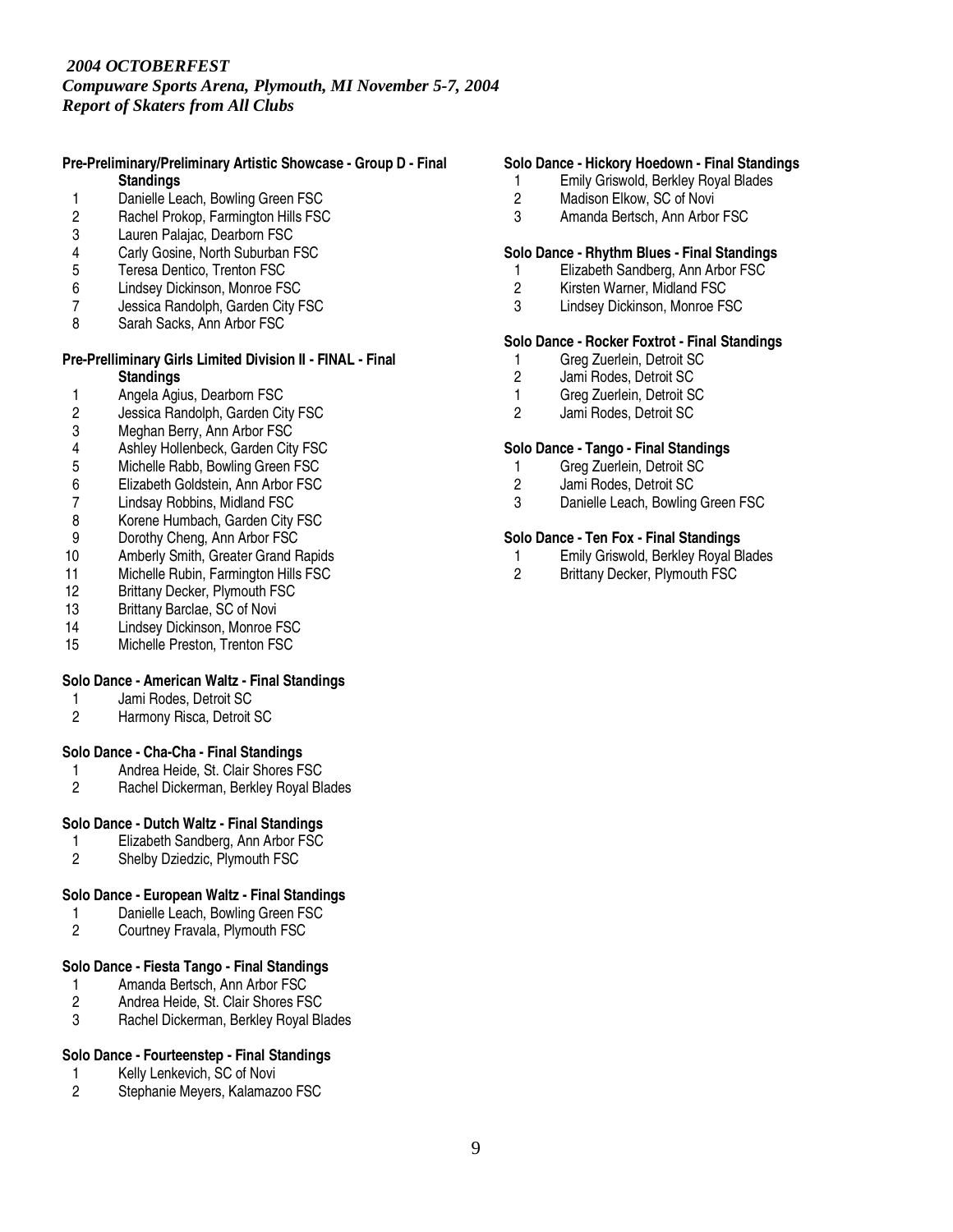*2004 OCTOBERFEST*
***Compuware Sports Arena, Plymouth, MI November 5-7, 2004***
***Report of Skaters from All Clubs***

**Pre-Preliminary/Preliminary Artistic Showcase - Group D - Final Standings**

1. Danielle Leach, Bowling Green FSC
2. Rachel Prokop, Farmington Hills FSC
3. Lauren Palajac, Dearborn FSC
4. Carly Gosine, North Suburban FSC
5. Teresa Dentico, Trenton FSC
6. Lindsey Dickinson, Monroe FSC
7. Jessica Randolph, Garden City FSC
8. Sarah Sacks, Ann Arbor FSC

**Pre-Prelliminary Girls Limited Division II - FINAL - Final Standings**

1. Angela Agius, Dearborn FSC
2. Jessica Randolph, Garden City FSC
3. Meghan Berry, Ann Arbor FSC
4. Ashley Hollenbeck, Garden City FSC
5. Michelle Rabb, Bowling Green FSC
6. Elizabeth Goldstein, Ann Arbor FSC
7. Lindsay Robbins, Midland FSC
8. Korene Humbach, Garden City FSC
9. Dorothy Cheng, Ann Arbor FSC
10. Amberly Smith, Greater Grand Rapids
11. Michelle Rubin, Farmington Hills FSC
12. Brittany Decker, Plymouth FSC
13. Brittany Barclae, SC of Novi
14. Lindsey Dickinson, Monroe FSC
15. Michelle Preston, Trenton FSC

**Solo Dance - American Waltz - Final Standings**

1. Jami Rodes, Detroit SC
2. Harmony Risca, Detroit SC

**Solo Dance - Cha-Cha - Final Standings**

1. Andrea Heide, St. Clair Shores FSC
2. Rachel Dickerman, Berkley Royal Blades

**Solo Dance - Dutch Waltz - Final Standings**

1. Elizabeth Sandberg, Ann Arbor FSC
2. Shelby Dziedzic, Plymouth FSC

**Solo Dance - European Waltz - Final Standings**

1. Danielle Leach, Bowling Green FSC
2. Courtney Fravala, Plymouth FSC

**Solo Dance - Fiesta Tango - Final Standings**

1. Amanda Bertsch, Ann Arbor FSC
2. Andrea Heide, St. Clair Shores FSC
3. Rachel Dickerman, Berkley Royal Blades

**Solo Dance - Fourteenstep - Final Standings**

1. Kelly Lenkevich, SC of Novi
2. Stephanie Meyers, Kalamazoo FSC

**Solo Dance - Hickory Hoedown - Final Standings**

1. Emily Griswold, Berkley Royal Blades
2. Madison Elkow, SC of Novi
3. Amanda Bertsch, Ann Arbor FSC

**Solo Dance - Rhythm Blues - Final Standings**

1. Elizabeth Sandberg, Ann Arbor FSC
2. Kirsten Warner, Midland FSC
3. Lindsey Dickinson, Monroe FSC

**Solo Dance - Rocker Foxtrot - Final Standings**

1 Greg Zuerlein, Detroit SC
2 Jami Rodes, Detroit SC
1 Greg Zuerlein, Detroit SC
2 Jami Rodes, Detroit SC

**Solo Dance - Tango - Final Standings**

1. Greg Zuerlein, Detroit SC
2. Jami Rodes, Detroit SC
3. Danielle Leach, Bowling Green FSC

**Solo Dance - Ten Fox - Final Standings**

1. Emily Griswold, Berkley Royal Blades
2. Brittany Decker, Plymouth FSC